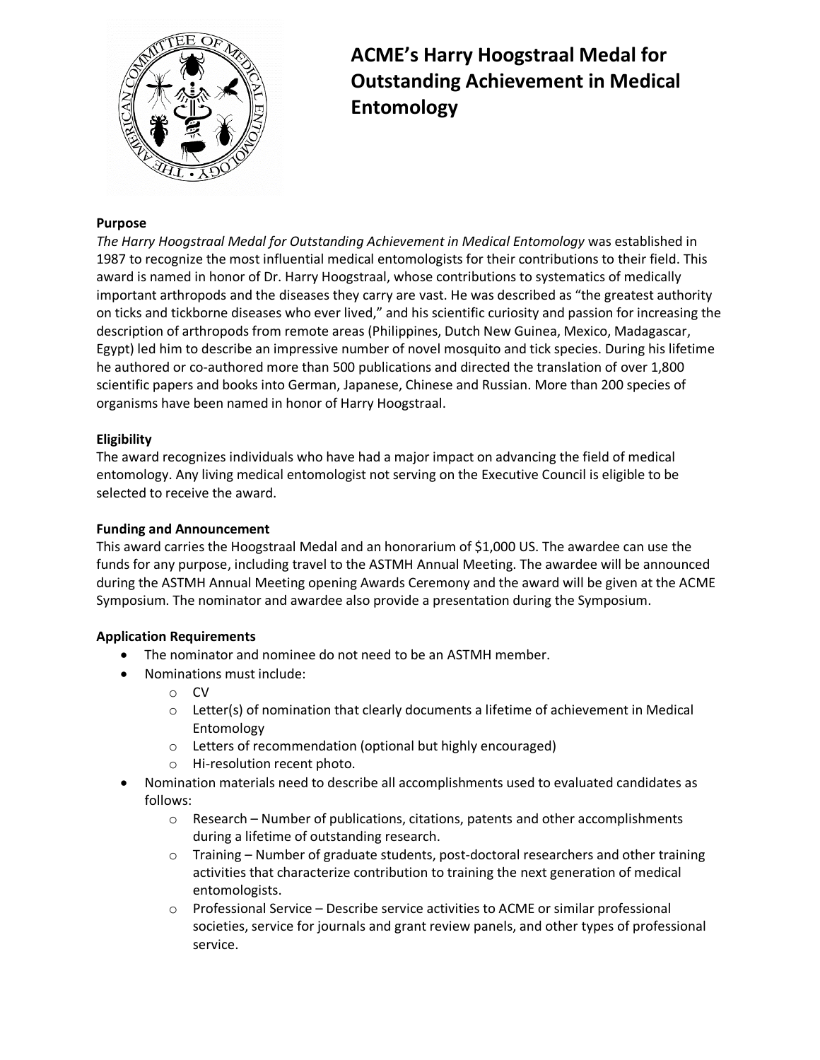# ACME's Harry Hoogstraal Medal for Outstanding Achievement in Medical Entomology

**Purpose**

*The Harry Hoogstraal Medal for Outstanding Achievement in Medical Entomology* was established in 1987 to recognize the most influential medical entomologists for their contributions to their field. This award is named in honor of Dr. Harry Hoogstraal, whose contributions to systematics of medically important arthropods and the diseases they carry are vast. He was described as "the greatest authority on ticks and tickborne diseases who ever lived," and his scientific curiosity and passion for increasing the description of arthropods from remote areas (Philippines, Dutch New Guinea, Mexico, Madagascar, Egypt) led him to describe an impressive number of novel mosquito and tick species. During his lifetime he authored or co-authored more than 500 publications and directed the translation of over 1,800 scientific papers and books into German, Japanese, Chinese and Russian. More than 200 species of organisms have been named in honor of Harry Hoogstraal.

**Eligibility**

The award recognizes individuals who have had a major impact on advancing the field of medical entomology. Any living medical entomologist not serving on the Executive Council is eligible to be selected to receive the award.

**Funding and Announcement**

This award carries the Hoogstraal Medal and an honorarium of $1,000 US. The awardee can use the funds for any purpose, including travel to the ASTMH Annual Meeting. The awardee will be announced during the ASTMH Annual Meeting opening Awards Ceremony and the award will be given at the ACME Symposium. The nominator and awardee also provide a presentation during the Symposium.

**Application Requirements**

- The nominator and nominee do not need to be an ASTMH member.
- Nominations must include:
  - CV
  - Letter(s) of nomination that clearly documents a lifetime of achievement in Medical Entomology
  - Letters of recommendation (optional but highly encouraged)
  - Hi-resolution recent photo.
- Nomination materials need to describe all accomplishments used to evaluated candidates as follows:
  - Research – Number of publications, citations, patents and other accomplishments during a lifetime of outstanding research.
  - Training – Number of graduate students, post-doctoral researchers and other training activities that characterize contribution to training the next generation of medical entomologists.
  - Professional Service – Describe service activities to ACME or similar professional societies, service for journals and grant review panels, and other types of professional service.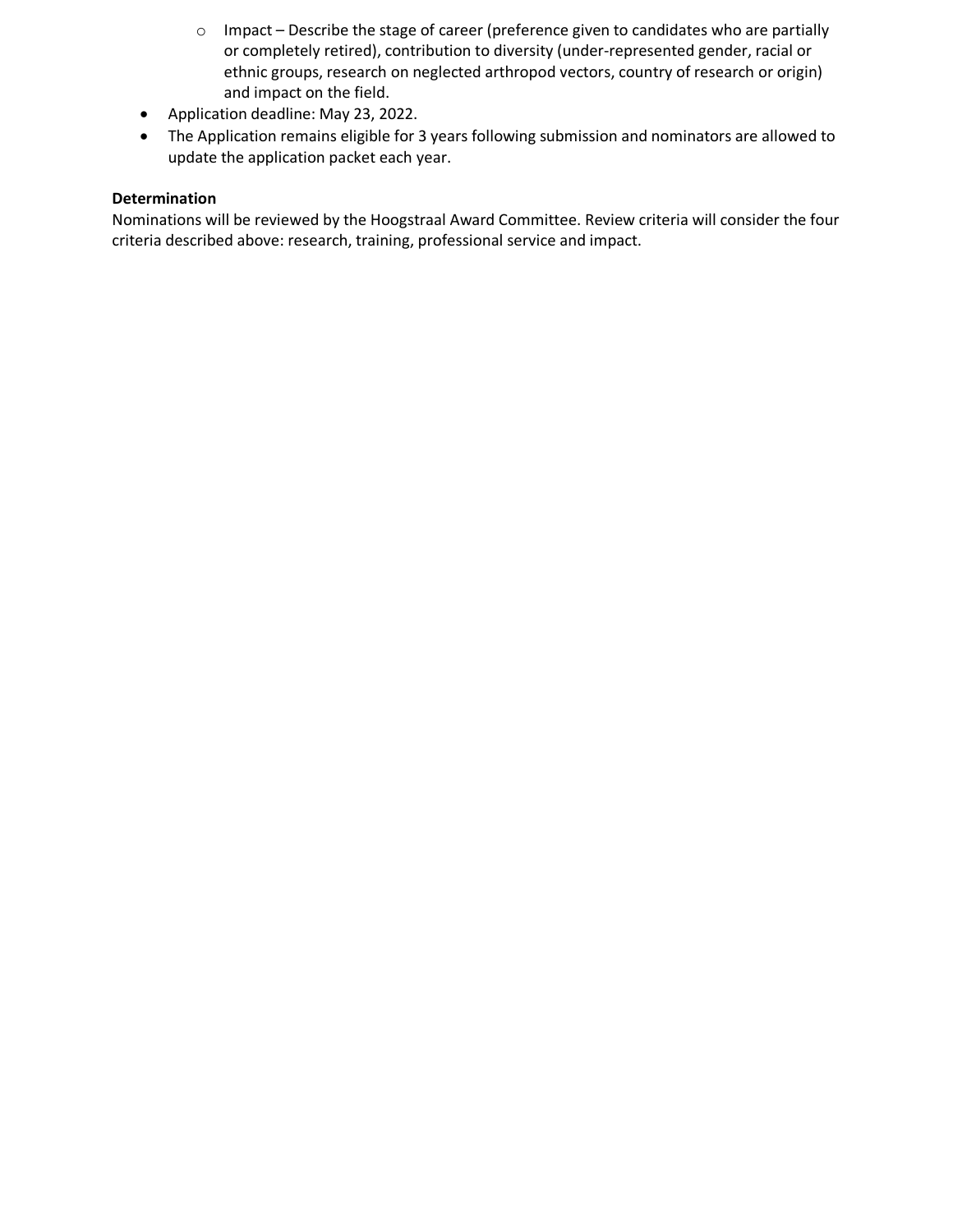- Impact – Describe the stage of career (preference given to candidates who are partially or completely retired), contribution to diversity (under-represented gender, racial or ethnic groups, research on neglected arthropod vectors, country of research or origin) and impact on the field.
- Application deadline: May 23, 2022.
- The Application remains eligible for 3 years following submission and nominators are allowed to update the application packet each year.

**Determination**

Nominations will be reviewed by the Hoogstraal Award Committee. Review criteria will consider the four criteria described above: research, training, professional service and impact.